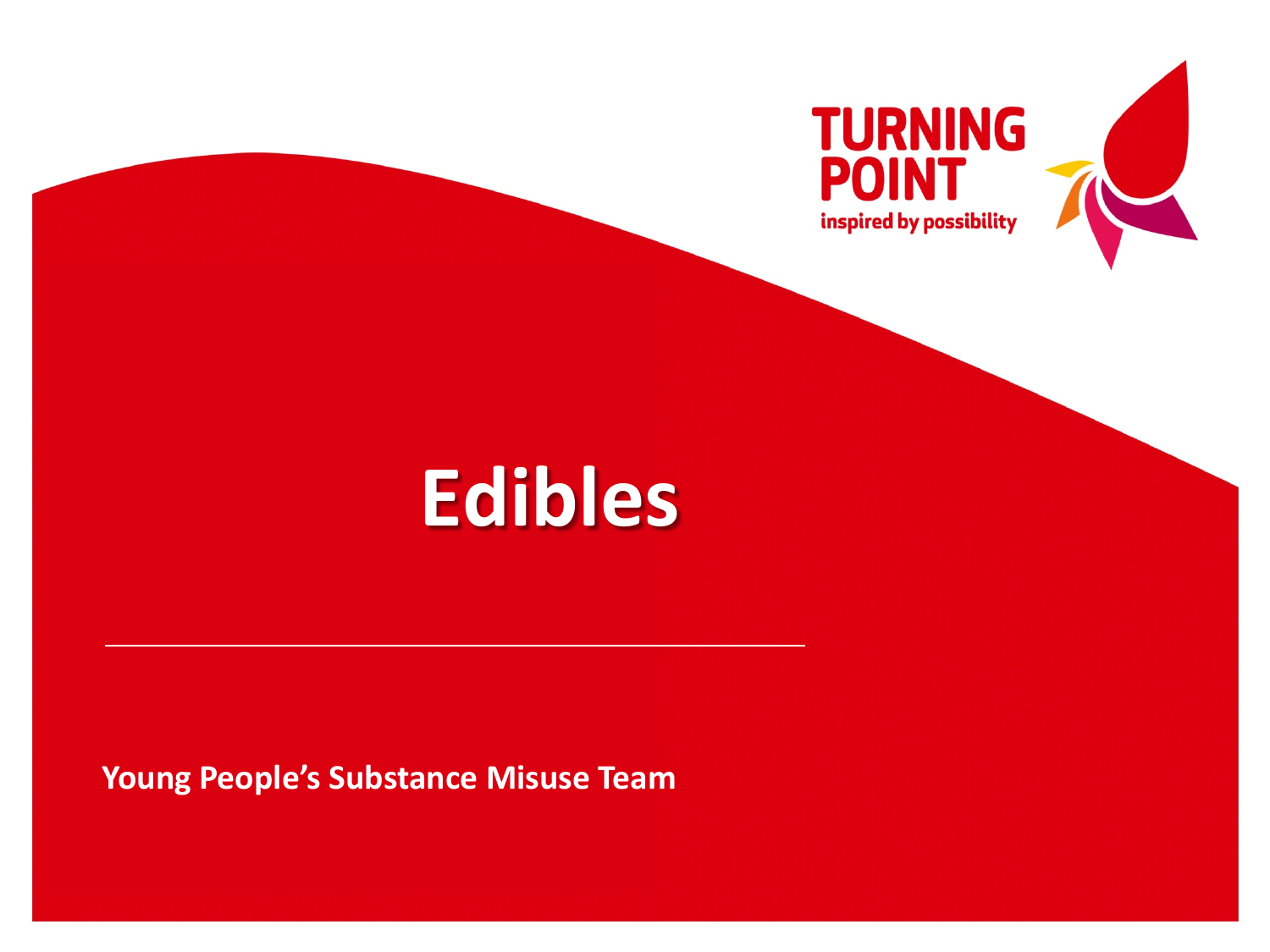TURNING POINT

inspired by possibility

# Edibles

---

**Young People's Substance Misuse Team**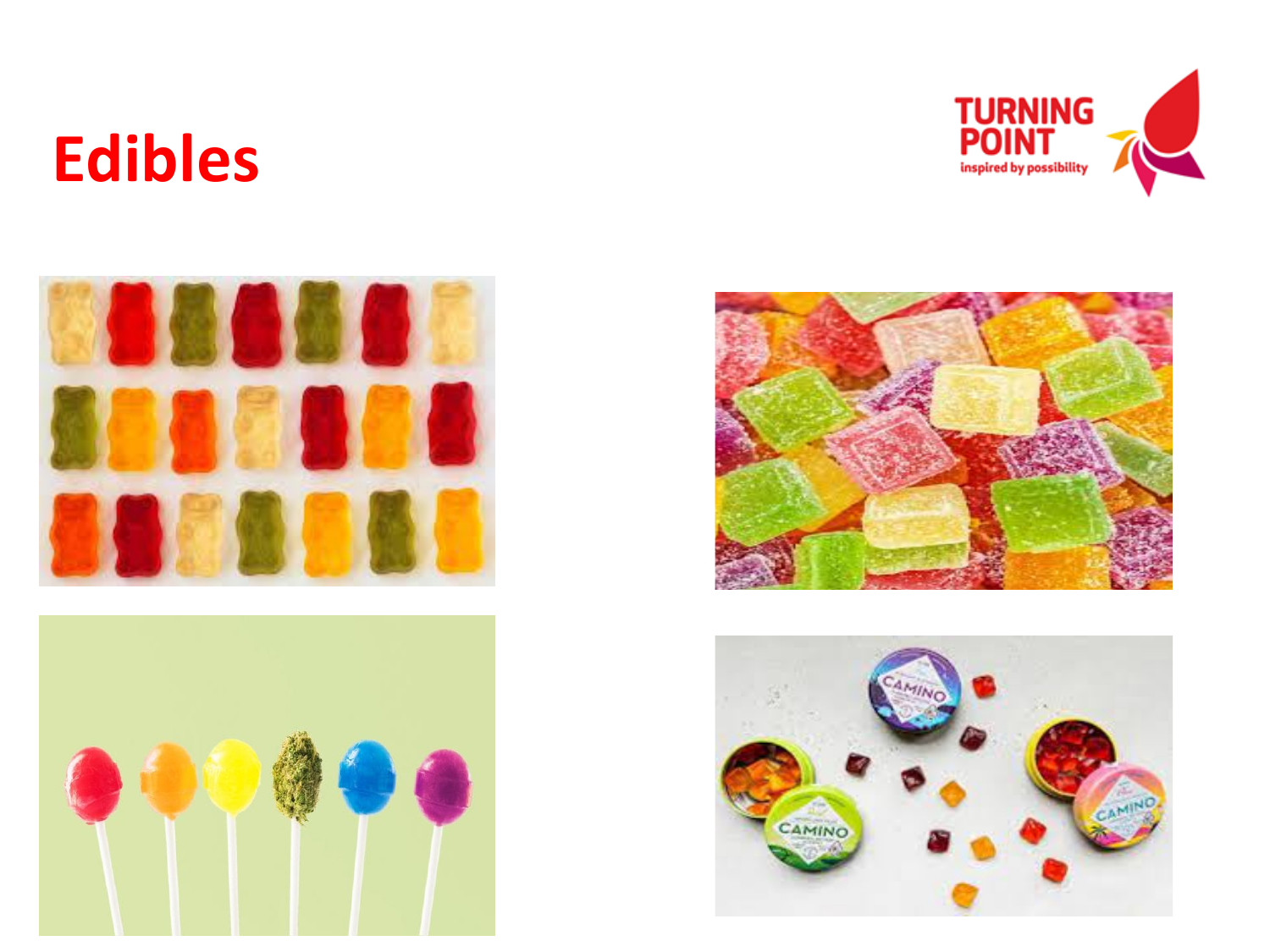# Edibles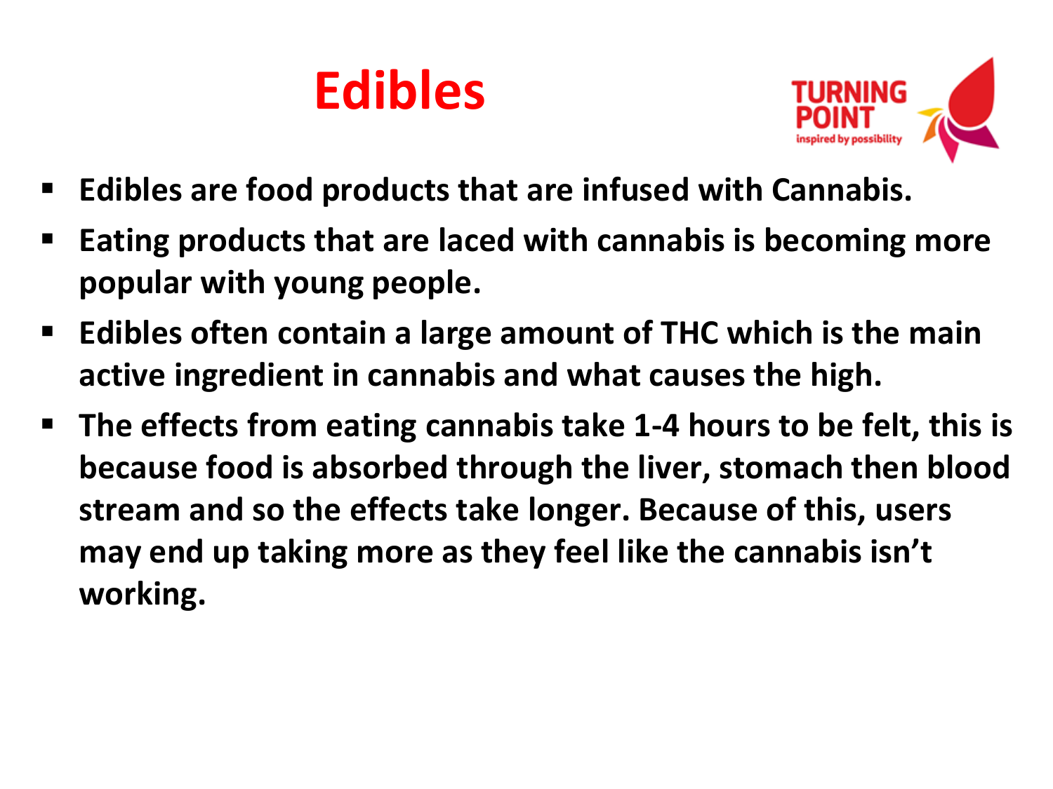# Edibles

- **Edibles are food products that are infused with Cannabis.**
- **Eating products that are laced with cannabis is becoming more popular with young people.**
- **Edibles often contain a large amount of THC which is the main active ingredient in cannabis and what causes the high.**
- **The effects from eating cannabis take 1-4 hours to be felt, this is because food is absorbed through the liver, stomach then blood stream and so the effects take longer. Because of this, users may end up taking more as they feel like the cannabis isn't working.**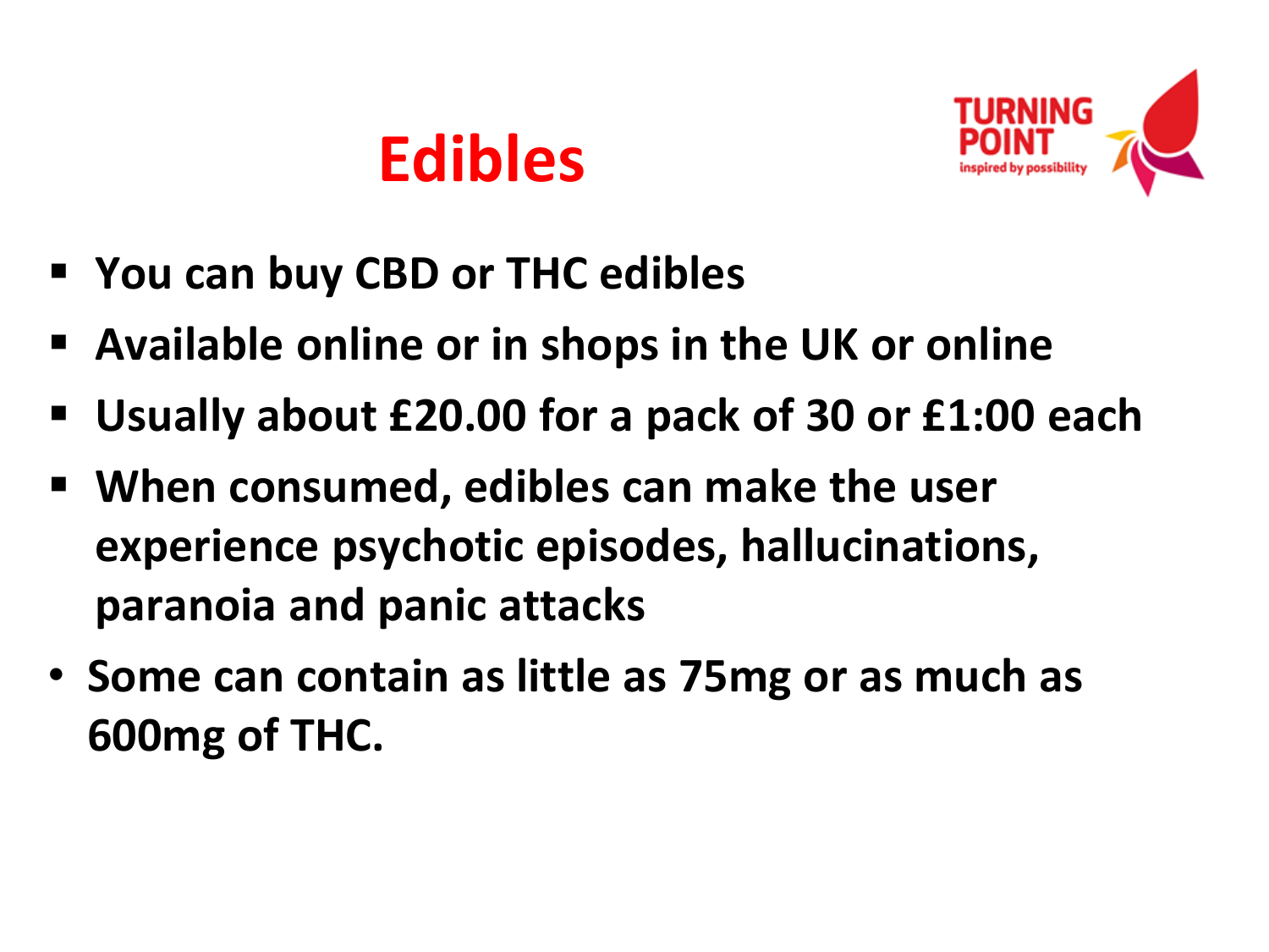# Edibles

TURNING POINT
inspired by possibility

- **You can buy CBD or THC edibles**
- **Available online or in shops in the UK or online**
- **Usually about £20.00 for a pack of 30 or £1:00 each**
- **When consumed, edibles can make the user experience psychotic episodes, hallucinations, paranoia and panic attacks**
- **Some can contain as little as 75mg or as much as 600mg of THC.**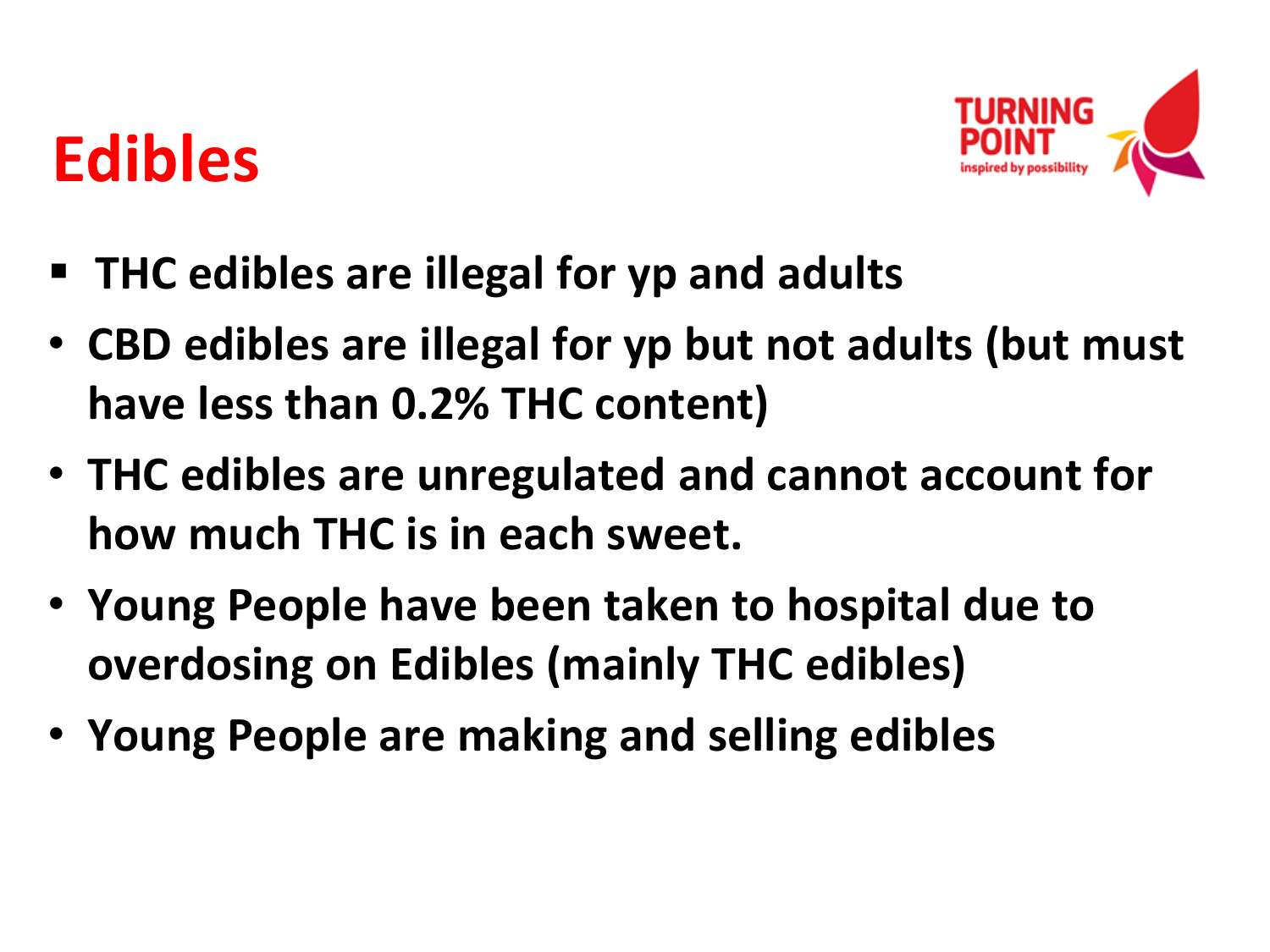# Edibles

TURNING POINT
inspired by possibility

- THC edibles are illegal for yp and adults
- CBD edibles are illegal for yp but not adults (but must have less than 0.2% THC content)
- THC edibles are unregulated and cannot account for how much THC is in each sweet.
- Young People have been taken to hospital due to overdosing on Edibles (mainly THC edibles)
- Young People are making and selling edibles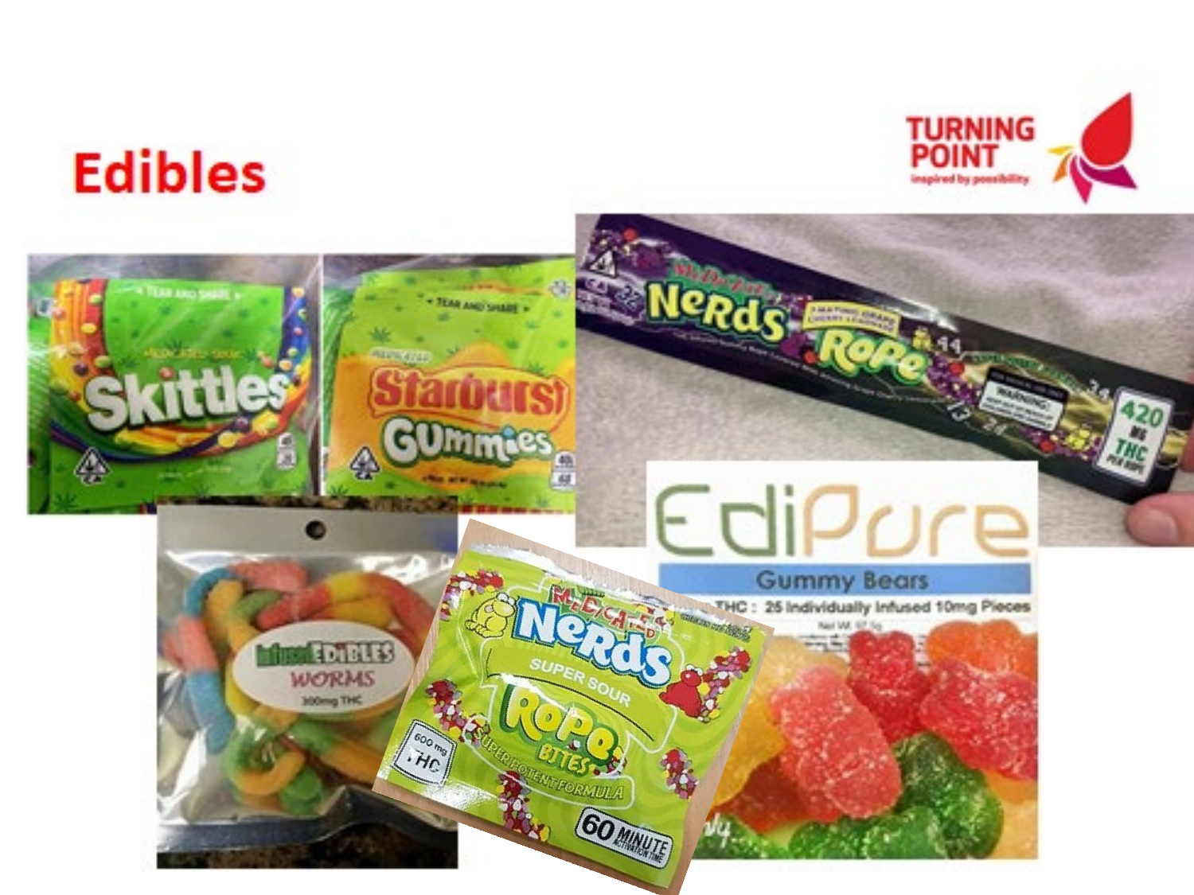# Edibles

TURNING POINT
inspired by possibility